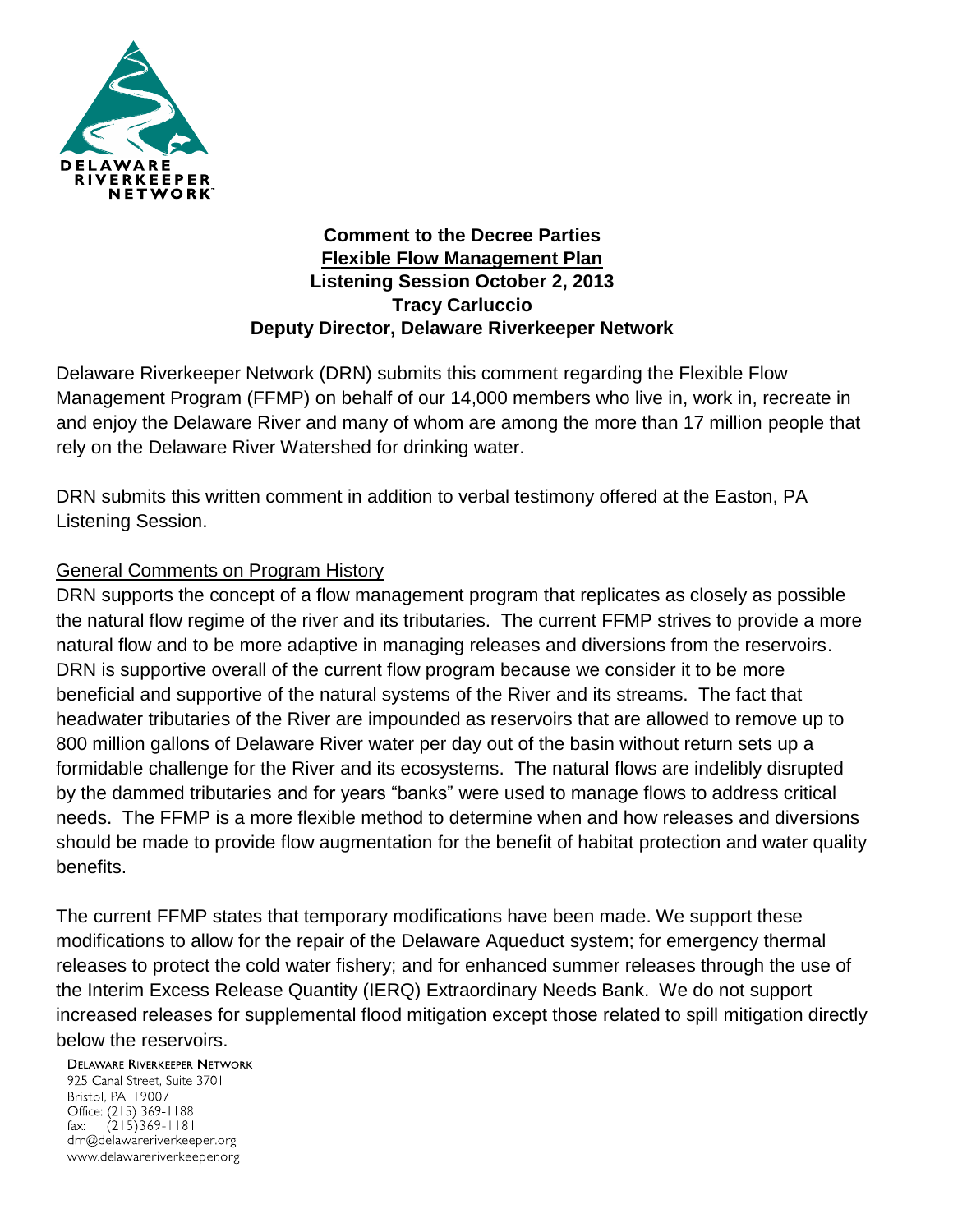DELAWARE RIVERKEEPER NETWORK

**Comment to the Decree Parties**
**Flexible Flow Management Plan**
**Listening Session October 2, 2013**
**Tracy Carluccio**
**Deputy Director, Delaware Riverkeeper Network**

Delaware Riverkeeper Network (DRN) submits this comment regarding the Flexible Flow Management Program (FFMP) on behalf of our 14,000 members who live in, work in, recreate in and enjoy the Delaware River and many of whom are among the more than 17 million people that rely on the Delaware River Watershed for drinking water.

DRN submits this written comment in addition to verbal testimony offered at the Easton, PA Listening Session.

## General Comments on Program History

DRN supports the concept of a flow management program that replicates as closely as possible the natural flow regime of the river and its tributaries. The current FFMP strives to provide a more natural flow and to be more adaptive in managing releases and diversions from the reservoirs. DRN is supportive overall of the current flow program because we consider it to be more beneficial and supportive of the natural systems of the River and its streams. The fact that headwater tributaries of the River are impounded as reservoirs that are allowed to remove up to 800 million gallons of Delaware River water per day out of the basin without return sets up a formidable challenge for the River and its ecosystems. The natural flows are indelibly disrupted by the dammed tributaries and for years "banks" were used to manage flows to address critical needs. The FFMP is a more flexible method to determine when and how releases and diversions should be made to provide flow augmentation for the benefit of habitat protection and water quality benefits.

The current FFMP states that temporary modifications have been made. We support these modifications to allow for the repair of the Delaware Aqueduct system; for emergency thermal releases to protect the cold water fishery; and for enhanced summer releases through the use of the Interim Excess Release Quantity (IERQ) Extraordinary Needs Bank. We do not support increased releases for supplemental flood mitigation except those related to spill mitigation directly below the reservoirs.

DELAWARE RIVERKEEPER NETWORK
925 Canal Street, Suite 3701
Bristol, PA 19007
Office: (215) 369-1188
fax: (215)369-1181
drn@delawareriverkeeper.org
www.delawareriverkeeper.org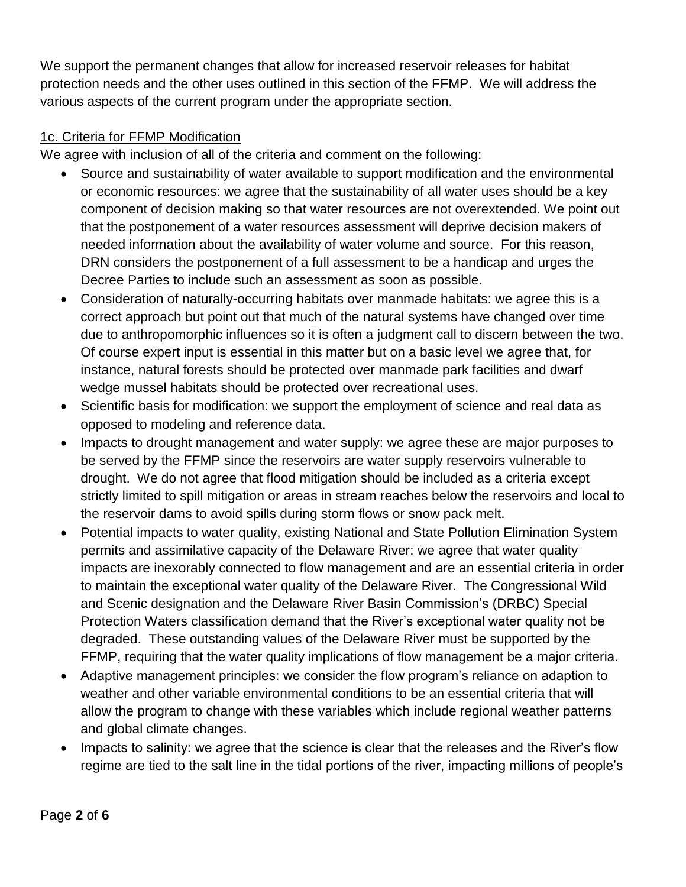We support the permanent changes that allow for increased reservoir releases for habitat protection needs and the other uses outlined in this section of the FFMP. We will address the various aspects of the current program under the appropriate section.

1c. Criteria for FFMP Modification

We agree with inclusion of all of the criteria and comment on the following:

- Source and sustainability of water available to support modification and the environmental or economic resources: we agree that the sustainability of all water uses should be a key component of decision making so that water resources are not overextended. We point out that the postponement of a water resources assessment will deprive decision makers of needed information about the availability of water volume and source. For this reason, DRN considers the postponement of a full assessment to be a handicap and urges the Decree Parties to include such an assessment as soon as possible.
- Consideration of naturally-occurring habitats over manmade habitats: we agree this is a correct approach but point out that much of the natural systems have changed over time due to anthropomorphic influences so it is often a judgment call to discern between the two. Of course expert input is essential in this matter but on a basic level we agree that, for instance, natural forests should be protected over manmade park facilities and dwarf wedge mussel habitats should be protected over recreational uses.
- Scientific basis for modification: we support the employment of science and real data as opposed to modeling and reference data.
- Impacts to drought management and water supply: we agree these are major purposes to be served by the FFMP since the reservoirs are water supply reservoirs vulnerable to drought. We do not agree that flood mitigation should be included as a criteria except strictly limited to spill mitigation or areas in stream reaches below the reservoirs and local to the reservoir dams to avoid spills during storm flows or snow pack melt.
- Potential impacts to water quality, existing National and State Pollution Elimination System permits and assimilative capacity of the Delaware River: we agree that water quality impacts are inexorably connected to flow management and are an essential criteria in order to maintain the exceptional water quality of the Delaware River. The Congressional Wild and Scenic designation and the Delaware River Basin Commission's (DRBC) Special Protection Waters classification demand that the River's exceptional water quality not be degraded. These outstanding values of the Delaware River must be supported by the FFMP, requiring that the water quality implications of flow management be a major criteria.
- Adaptive management principles: we consider the flow program's reliance on adaption to weather and other variable environmental conditions to be an essential criteria that will allow the program to change with these variables which include regional weather patterns and global climate changes.
- Impacts to salinity: we agree that the science is clear that the releases and the River's flow regime are tied to the salt line in the tidal portions of the river, impacting millions of people's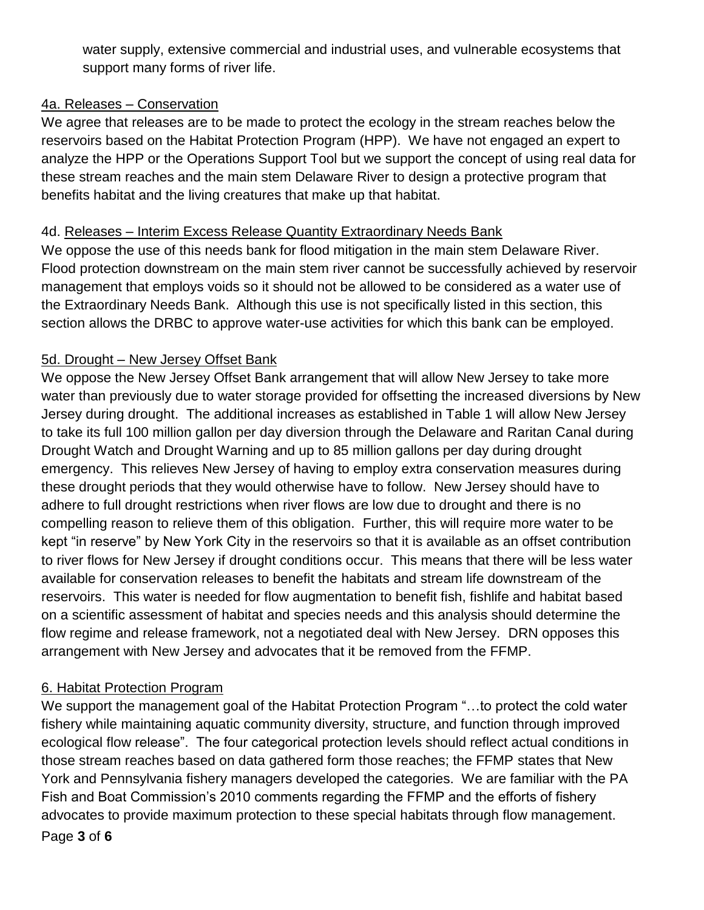water supply, extensive commercial and industrial uses, and vulnerable ecosystems that support many forms of river life.

4a. Releases – Conservation

We agree that releases are to be made to protect the ecology in the stream reaches below the reservoirs based on the Habitat Protection Program (HPP). We have not engaged an expert to analyze the HPP or the Operations Support Tool but we support the concept of using real data for these stream reaches and the main stem Delaware River to design a protective program that benefits habitat and the living creatures that make up that habitat.

4d. Releases – Interim Excess Release Quantity Extraordinary Needs Bank

We oppose the use of this needs bank for flood mitigation in the main stem Delaware River. Flood protection downstream on the main stem river cannot be successfully achieved by reservoir management that employs voids so it should not be allowed to be considered as a water use of the Extraordinary Needs Bank. Although this use is not specifically listed in this section, this section allows the DRBC to approve water-use activities for which this bank can be employed.

5d. Drought – New Jersey Offset Bank

We oppose the New Jersey Offset Bank arrangement that will allow New Jersey to take more water than previously due to water storage provided for offsetting the increased diversions by New Jersey during drought. The additional increases as established in Table 1 will allow New Jersey to take its full 100 million gallon per day diversion through the Delaware and Raritan Canal during Drought Watch and Drought Warning and up to 85 million gallons per day during drought emergency. This relieves New Jersey of having to employ extra conservation measures during these drought periods that they would otherwise have to follow. New Jersey should have to adhere to full drought restrictions when river flows are low due to drought and there is no compelling reason to relieve them of this obligation. Further, this will require more water to be kept "in reserve" by New York City in the reservoirs so that it is available as an offset contribution to river flows for New Jersey if drought conditions occur. This means that there will be less water available for conservation releases to benefit the habitats and stream life downstream of the reservoirs. This water is needed for flow augmentation to benefit fish, fishlife and habitat based on a scientific assessment of habitat and species needs and this analysis should determine the flow regime and release framework, not a negotiated deal with New Jersey. DRN opposes this arrangement with New Jersey and advocates that it be removed from the FFMP.

6. Habitat Protection Program

We support the management goal of the Habitat Protection Program "…to protect the cold water fishery while maintaining aquatic community diversity, structure, and function through improved ecological flow release". The four categorical protection levels should reflect actual conditions in those stream reaches based on data gathered form those reaches; the FFMP states that New York and Pennsylvania fishery managers developed the categories. We are familiar with the PA Fish and Boat Commission's 2010 comments regarding the FFMP and the efforts of fishery advocates to provide maximum protection to these special habitats through flow management.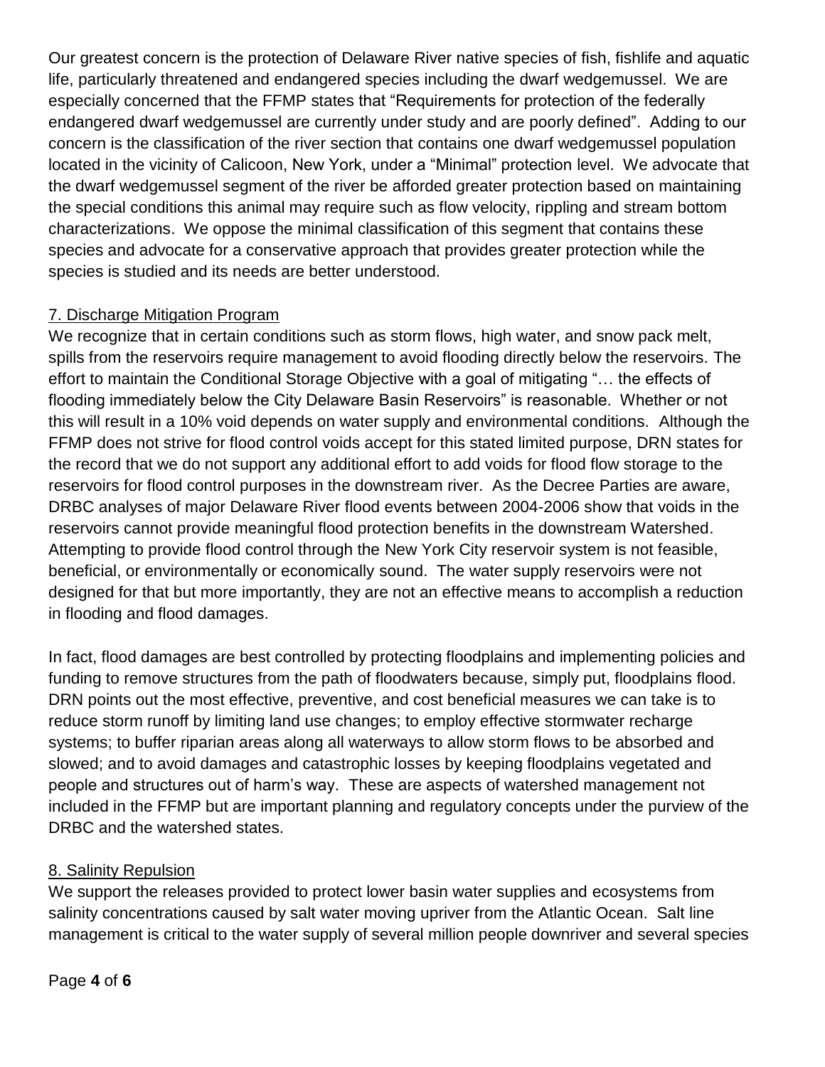Our greatest concern is the protection of Delaware River native species of fish, fishlife and aquatic life, particularly threatened and endangered species including the dwarf wedgemussel. We are especially concerned that the FFMP states that "Requirements for protection of the federally endangered dwarf wedgemussel are currently under study and are poorly defined". Adding to our concern is the classification of the river section that contains one dwarf wedgemussel population located in the vicinity of Calicoon, New York, under a "Minimal" protection level. We advocate that the dwarf wedgemussel segment of the river be afforded greater protection based on maintaining the special conditions this animal may require such as flow velocity, rippling and stream bottom characterizations. We oppose the minimal classification of this segment that contains these species and advocate for a conservative approach that provides greater protection while the species is studied and its needs are better understood.

7. Discharge Mitigation Program

We recognize that in certain conditions such as storm flows, high water, and snow pack melt, spills from the reservoirs require management to avoid flooding directly below the reservoirs. The effort to maintain the Conditional Storage Objective with a goal of mitigating "… the effects of flooding immediately below the City Delaware Basin Reservoirs" is reasonable. Whether or not this will result in a 10% void depends on water supply and environmental conditions. Although the FFMP does not strive for flood control voids accept for this stated limited purpose, DRN states for the record that we do not support any additional effort to add voids for flood flow storage to the reservoirs for flood control purposes in the downstream river. As the Decree Parties are aware, DRBC analyses of major Delaware River flood events between 2004-2006 show that voids in the reservoirs cannot provide meaningful flood protection benefits in the downstream Watershed. Attempting to provide flood control through the New York City reservoir system is not feasible, beneficial, or environmentally or economically sound. The water supply reservoirs were not designed for that but more importantly, they are not an effective means to accomplish a reduction in flooding and flood damages.

In fact, flood damages are best controlled by protecting floodplains and implementing policies and funding to remove structures from the path of floodwaters because, simply put, floodplains flood. DRN points out the most effective, preventive, and cost beneficial measures we can take is to reduce storm runoff by limiting land use changes; to employ effective stormwater recharge systems; to buffer riparian areas along all waterways to allow storm flows to be absorbed and slowed; and to avoid damages and catastrophic losses by keeping floodplains vegetated and people and structures out of harm's way. These are aspects of watershed management not included in the FFMP but are important planning and regulatory concepts under the purview of the DRBC and the watershed states.

8. Salinity Repulsion

We support the releases provided to protect lower basin water supplies and ecosystems from salinity concentrations caused by salt water moving upriver from the Atlantic Ocean. Salt line management is critical to the water supply of several million people downriver and several species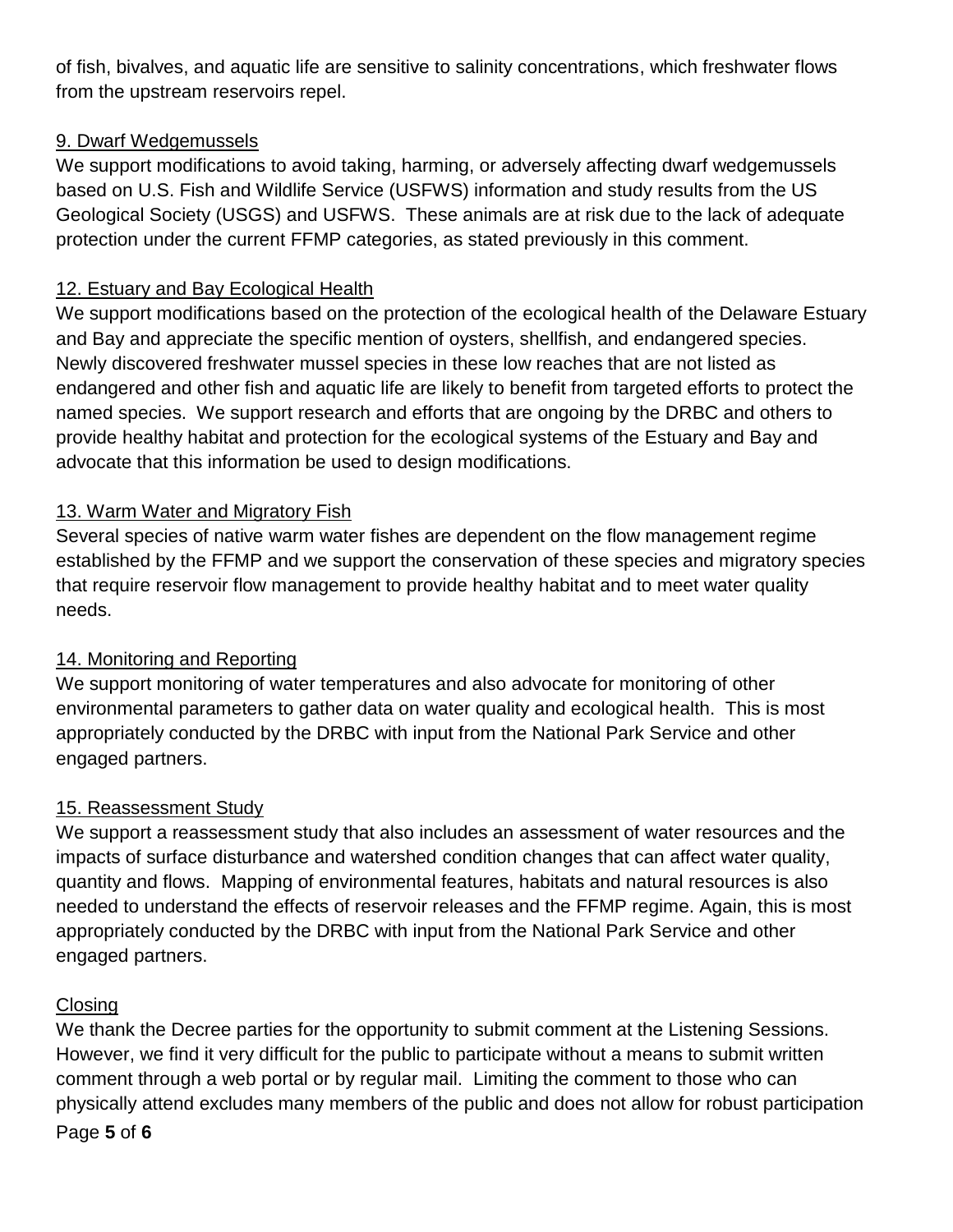of fish, bivalves, and aquatic life are sensitive to salinity concentrations, which freshwater flows from the upstream reservoirs repel.

### 9. Dwarf Wedgemussels

We support modifications to avoid taking, harming, or adversely affecting dwarf wedgemussels based on U.S. Fish and Wildlife Service (USFWS) information and study results from the US Geological Society (USGS) and USFWS. These animals are at risk due to the lack of adequate protection under the current FFMP categories, as stated previously in this comment.

### 12. Estuary and Bay Ecological Health

We support modifications based on the protection of the ecological health of the Delaware Estuary and Bay and appreciate the specific mention of oysters, shellfish, and endangered species. Newly discovered freshwater mussel species in these low reaches that are not listed as endangered and other fish and aquatic life are likely to benefit from targeted efforts to protect the named species. We support research and efforts that are ongoing by the DRBC and others to provide healthy habitat and protection for the ecological systems of the Estuary and Bay and advocate that this information be used to design modifications.

### 13. Warm Water and Migratory Fish

Several species of native warm water fishes are dependent on the flow management regime established by the FFMP and we support the conservation of these species and migratory species that require reservoir flow management to provide healthy habitat and to meet water quality needs.

### 14. Monitoring and Reporting

We support monitoring of water temperatures and also advocate for monitoring of other environmental parameters to gather data on water quality and ecological health. This is most appropriately conducted by the DRBC with input from the National Park Service and other engaged partners.

### 15. Reassessment Study

We support a reassessment study that also includes an assessment of water resources and the impacts of surface disturbance and watershed condition changes that can affect water quality, quantity and flows. Mapping of environmental features, habitats and natural resources is also needed to understand the effects of reservoir releases and the FFMP regime. Again, this is most appropriately conducted by the DRBC with input from the National Park Service and other engaged partners.

### Closing

We thank the Decree parties for the opportunity to submit comment at the Listening Sessions. However, we find it very difficult for the public to participate without a means to submit written comment through a web portal or by regular mail. Limiting the comment to those who can physically attend excludes many members of the public and does not allow for robust participation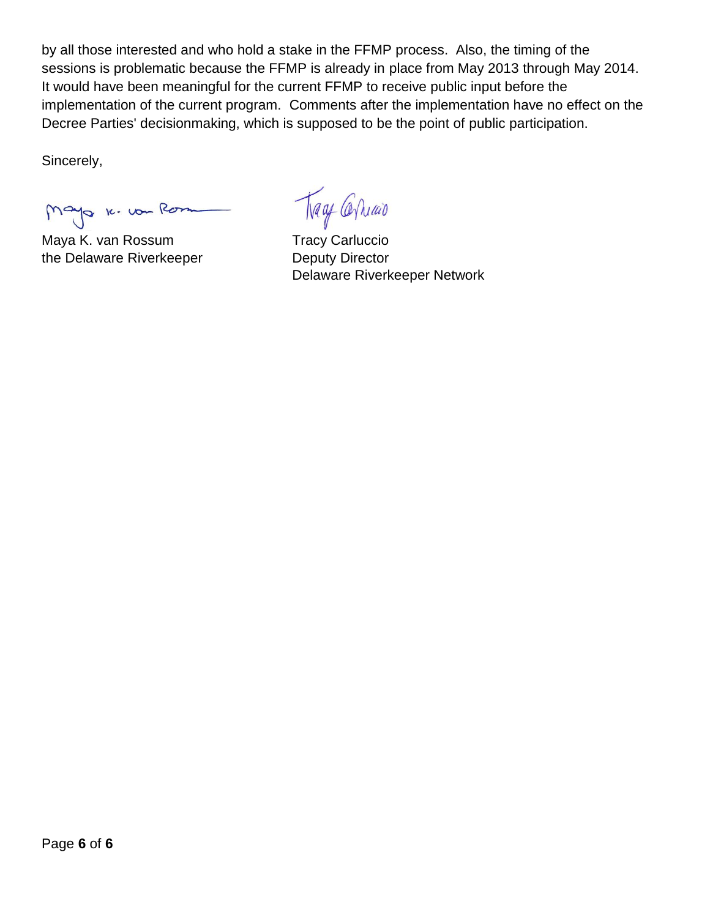by all those interested and who hold a stake in the FFMP process. Also, the timing of the sessions is problematic because the FFMP is already in place from May 2013 through May 2014. It would have been meaningful for the current FFMP to receive public input before the implementation of the current program. Comments after the implementation have no effect on the Decree Parties' decisionmaking, which is supposed to be the point of public participation.

Sincerely,

Maya K. van Rossum
the Delaware Riverkeeper

Tracy Carluccio
Deputy Director
Delaware Riverkeeper Network